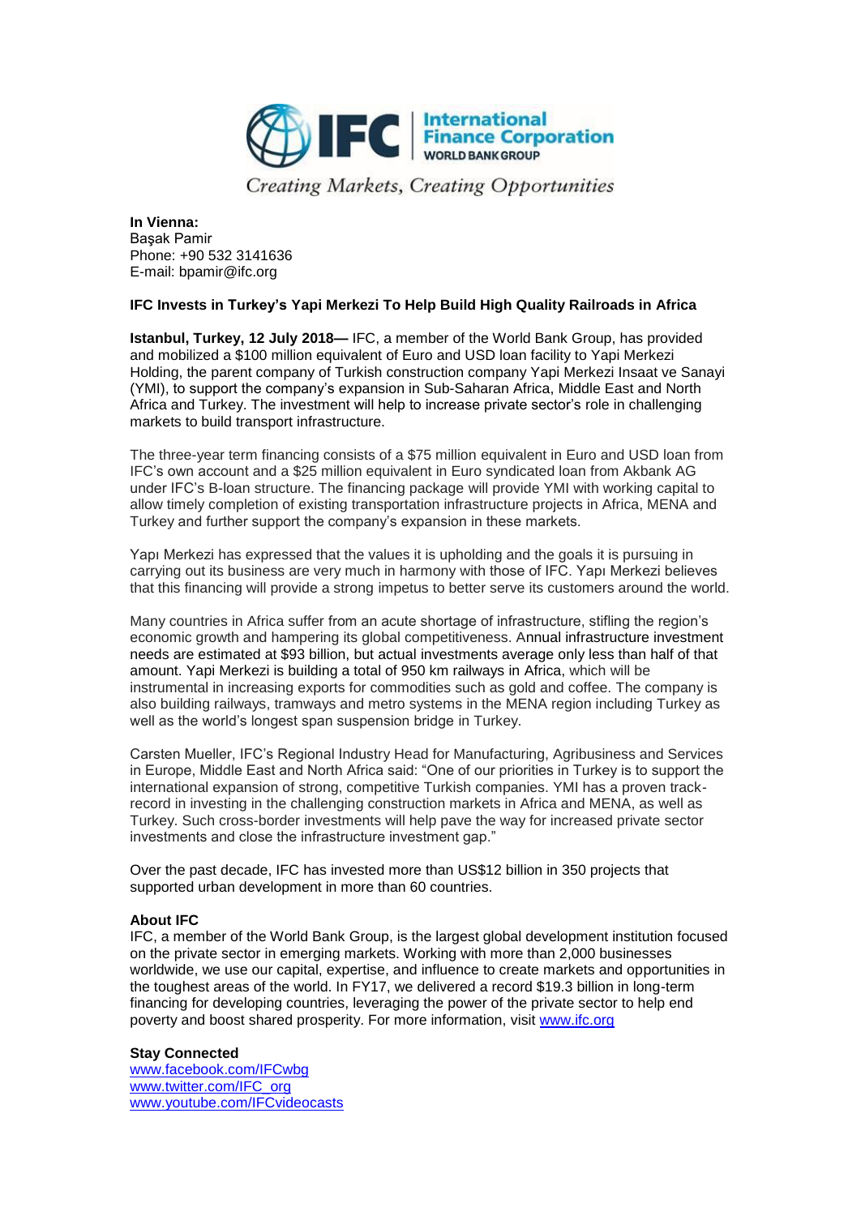Creating Markets, Creating Opportunities

**In Vienna:**
Başak Pamir
Phone: +90 532 3141636
E-mail: bpamir@ifc.org

**IFC Invests in Turkey's Yapi Merkezi To Help Build High Quality Railroads in Africa**

**Istanbul, Turkey, 12 July 2018—** IFC, a member of the World Bank Group, has provided and mobilized a $100 million equivalent of Euro and USD loan facility to Yapi Merkezi Holding, the parent company of Turkish construction company Yapi Merkezi Insaat ve Sanayi (YMI), to support the company's expansion in Sub-Saharan Africa, Middle East and North Africa and Turkey. The investment will help to increase private sector's role in challenging markets to build transport infrastructure.

The three-year term financing consists of a $75 million equivalent in Euro and USD loan from IFC's own account and a $25 million equivalent in Euro syndicated loan from Akbank AG under IFC's B-loan structure. The financing package will provide YMI with working capital to allow timely completion of existing transportation infrastructure projects in Africa, MENA and Turkey and further support the company's expansion in these markets.

Yapı Merkezi has expressed that the values it is upholding and the goals it is pursuing in carrying out its business are very much in harmony with those of IFC. Yapı Merkezi believes that this financing will provide a strong impetus to better serve its customers around the world.

Many countries in Africa suffer from an acute shortage of infrastructure, stifling the region's economic growth and hampering its global competitiveness. Annual infrastructure investment needs are estimated at $93 billion, but actual investments average only less than half of that amount. Yapi Merkezi is building a total of 950 km railways in Africa, which will be instrumental in increasing exports for commodities such as gold and coffee. The company is also building railways, tramways and metro systems in the MENA region including Turkey as well as the world's longest span suspension bridge in Turkey.

Carsten Mueller, IFC's Regional Industry Head for Manufacturing, Agribusiness and Services in Europe, Middle East and North Africa said: "One of our priorities in Turkey is to support the international expansion of strong, competitive Turkish companies. YMI has a proven track-record in investing in the challenging construction markets in Africa and MENA, as well as Turkey. Such cross-border investments will help pave the way for increased private sector investments and close the infrastructure investment gap."

Over the past decade, IFC has invested more than US$12 billion in 350 projects that supported urban development in more than 60 countries.

**About IFC**
IFC, a member of the World Bank Group, is the largest global development institution focused on the private sector in emerging markets. Working with more than 2,000 businesses worldwide, we use our capital, expertise, and influence to create markets and opportunities in the toughest areas of the world. In FY17, we delivered a record $19.3 billion in long-term financing for developing countries, leveraging the power of the private sector to help end poverty and boost shared prosperity. For more information, visit www.ifc.org

**Stay Connected**
www.facebook.com/IFCwbg
www.twitter.com/IFC_org
www.youtube.com/IFCvideocasts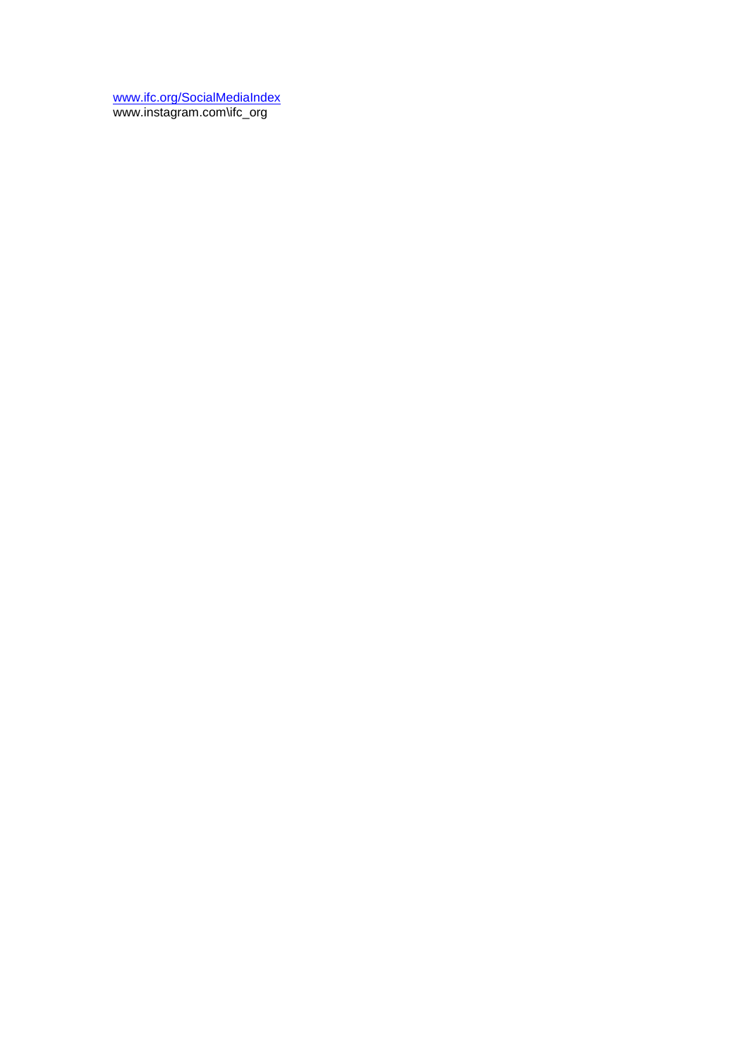www.ifc.org/SocialMediaIndex
www.instagram.com\ifc_org